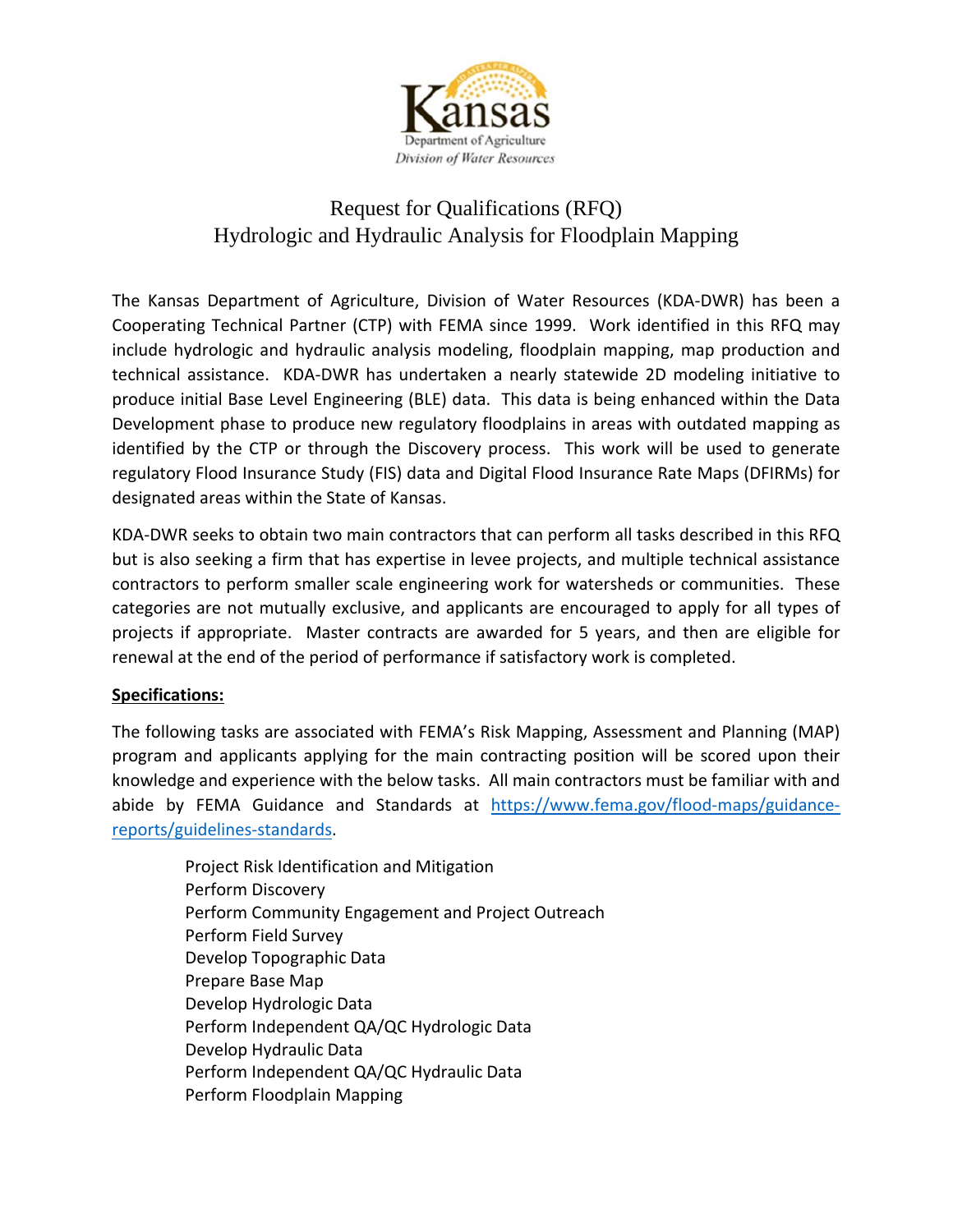Kansas
Department of Agriculture
*Division of Water Resources*

# Request for Qualifications (RFQ)
# Hydrologic and Hydraulic Analysis for Floodplain Mapping

The Kansas Department of Agriculture, Division of Water Resources (KDA-DWR) has been a Cooperating Technical Partner (CTP) with FEMA since 1999. Work identified in this RFQ may include hydrologic and hydraulic analysis modeling, floodplain mapping, map production and technical assistance. KDA-DWR has undertaken a nearly statewide 2D modeling initiative to produce initial Base Level Engineering (BLE) data. This data is being enhanced within the Data Development phase to produce new regulatory floodplains in areas with outdated mapping as identified by the CTP or through the Discovery process. This work will be used to generate regulatory Flood Insurance Study (FIS) data and Digital Flood Insurance Rate Maps (DFIRMs) for designated areas within the State of Kansas.

KDA-DWR seeks to obtain two main contractors that can perform all tasks described in this RFQ but is also seeking a firm that has expertise in levee projects, and multiple technical assistance contractors to perform smaller scale engineering work for watersheds or communities. These categories are not mutually exclusive, and applicants are encouraged to apply for all types of projects if appropriate. Master contracts are awarded for 5 years, and then are eligible for renewal at the end of the period of performance if satisfactory work is completed.

**Specifications:**

The following tasks are associated with FEMA's Risk Mapping, Assessment and Planning (MAP) program and applicants applying for the main contracting position will be scored upon their knowledge and experience with the below tasks. All main contractors must be familiar with and abide by FEMA Guidance and Standards at [https://www.fema.gov/flood-maps/guidance-reports/guidelines-standards](https://www.fema.gov/flood-maps/guidance-reports/guidelines-standards).

- Project Risk Identification and Mitigation
- Perform Discovery
- Perform Community Engagement and Project Outreach
- Perform Field Survey
- Develop Topographic Data
- Prepare Base Map
- Develop Hydrologic Data
- Perform Independent QA/QC Hydrologic Data
- Develop Hydraulic Data
- Perform Independent QA/QC Hydraulic Data
- Perform Floodplain Mapping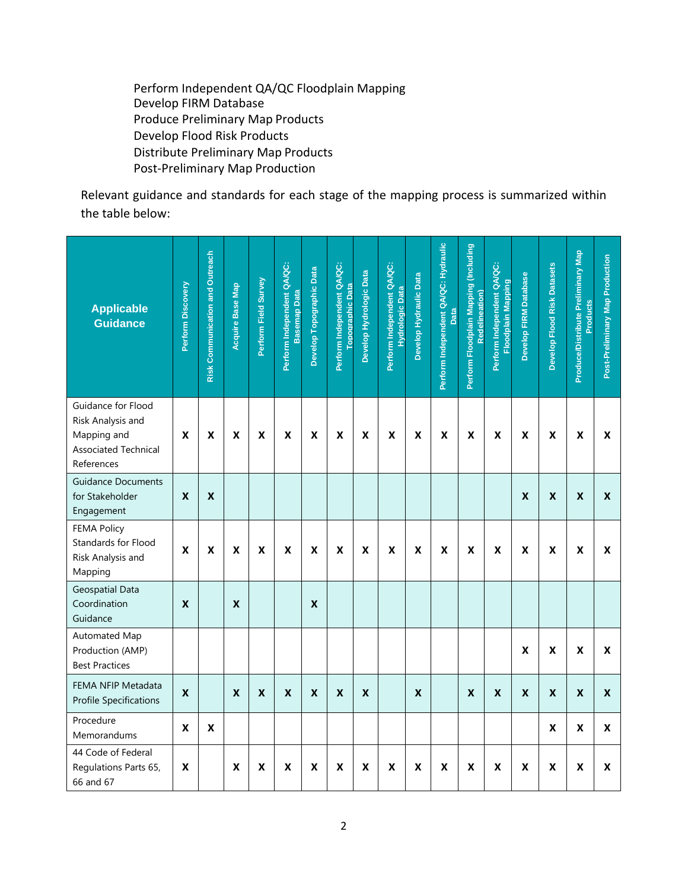Perform Independent QA/QC Floodplain Mapping
Develop FIRM Database
Produce Preliminary Map Products
Develop Flood Risk Products
Distribute Preliminary Map Products
Post-Preliminary Map Production

Relevant guidance and standards for each stage of the mapping process is summarized within the table below:

| Applicable Guidance | Perform Discovery | Risk Communication and Outreach | Acquire Base Map | Perform Field Survey | Perform Independent QA/QC: Basemap Data | Develop Topographic Data | Perform Independent QA/QC: Topographic Data | Develop Hydrologic Data | Perform Independent QA/QC: Hydrologic Data | Develop Hydraulic Data | Perform Independent QA/QC: Hydraulic Data | Perform Floodplain Mapping (Including Redelineation) | Perform Independent QA/QC: Floodplain Mapping | Develop FIRM Database | Develop Flood Risk Datasets | Produce/Distribute Preliminary Map Products | Post-Preliminary Map Production |
|---|---|---|---|---|---|---|---|---|---|---|---|---|---|---|---|---|---|
| Guidance for Flood Risk Analysis and Mapping and Associated Technical References | X | X | X | X | X | X | X | X | X | X | X | X | X | X | X | X | X |
| Guidance Documents for Stakeholder Engagement | X | X | | | | | | | | | | | | X | X | X | X |
| FEMA Policy Standards for Flood Risk Analysis and Mapping | X | X | X | X | X | X | X | X | X | X | X | X | X | X | X | X | X |
| Geospatial Data Coordination Guidance | X | | X | | | X | | | | | | | | | | | |
| Automated Map Production (AMP) Best Practices | | | | | | | | | | | | | | X | X | X | X |
| FEMA NFIP Metadata Profile Specifications | X | | X | X | X | X | X | X | | X | | X | X | X | X | X | X |
| Procedure Memorandums | X | X | | | | | | | | | | | | | X | X | X |
| 44 Code of Federal Regulations Parts 65, 66 and 67 | X | | X | X | X | X | X | X | X | X | X | X | X | X | X | X | X |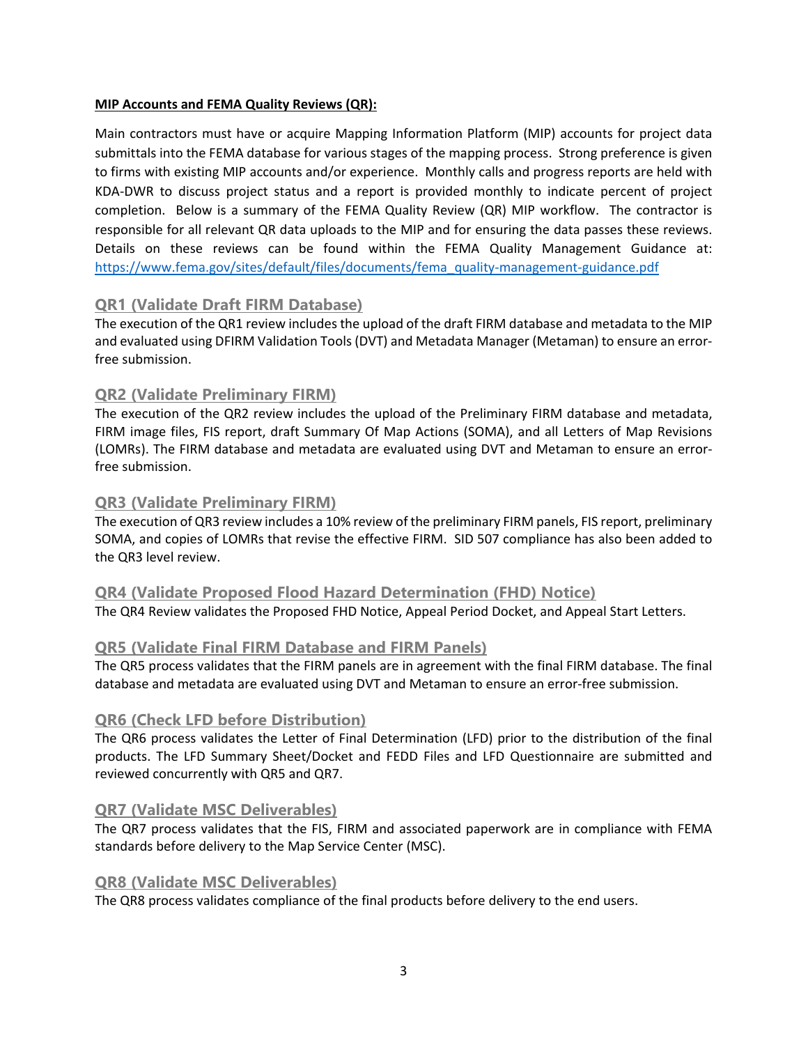**MIP Accounts and FEMA Quality Reviews (QR):**

Main contractors must have or acquire Mapping Information Platform (MIP) accounts for project data submittals into the FEMA database for various stages of the mapping process. Strong preference is given to firms with existing MIP accounts and/or experience. Monthly calls and progress reports are held with KDA-DWR to discuss project status and a report is provided monthly to indicate percent of project completion. Below is a summary of the FEMA Quality Review (QR) MIP workflow. The contractor is responsible for all relevant QR data uploads to the MIP and for ensuring the data passes these reviews. Details on these reviews can be found within the FEMA Quality Management Guidance at: https://www.fema.gov/sites/default/files/documents/fema_quality-management-guidance.pdf

## QR1 (Validate Draft FIRM Database)

The execution of the QR1 review includes the upload of the draft FIRM database and metadata to the MIP and evaluated using DFIRM Validation Tools (DVT) and Metadata Manager (Metaman) to ensure an error-free submission.

## QR2 (Validate Preliminary FIRM)

The execution of the QR2 review includes the upload of the Preliminary FIRM database and metadata, FIRM image files, FIS report, draft Summary Of Map Actions (SOMA), and all Letters of Map Revisions (LOMRs). The FIRM database and metadata are evaluated using DVT and Metaman to ensure an error-free submission.

## QR3 (Validate Preliminary FIRM)

The execution of QR3 review includes a 10% review of the preliminary FIRM panels, FIS report, preliminary SOMA, and copies of LOMRs that revise the effective FIRM. SID 507 compliance has also been added to the QR3 level review.

## QR4 (Validate Proposed Flood Hazard Determination (FHD) Notice)

The QR4 Review validates the Proposed FHD Notice, Appeal Period Docket, and Appeal Start Letters.

## QR5 (Validate Final FIRM Database and FIRM Panels)

The QR5 process validates that the FIRM panels are in agreement with the final FIRM database. The final database and metadata are evaluated using DVT and Metaman to ensure an error-free submission.

## QR6 (Check LFD before Distribution)

The QR6 process validates the Letter of Final Determination (LFD) prior to the distribution of the final products. The LFD Summary Sheet/Docket and FEDD Files and LFD Questionnaire are submitted and reviewed concurrently with QR5 and QR7.

## QR7 (Validate MSC Deliverables)

The QR7 process validates that the FIS, FIRM and associated paperwork are in compliance with FEMA standards before delivery to the Map Service Center (MSC).

## QR8 (Validate MSC Deliverables)

The QR8 process validates compliance of the final products before delivery to the end users.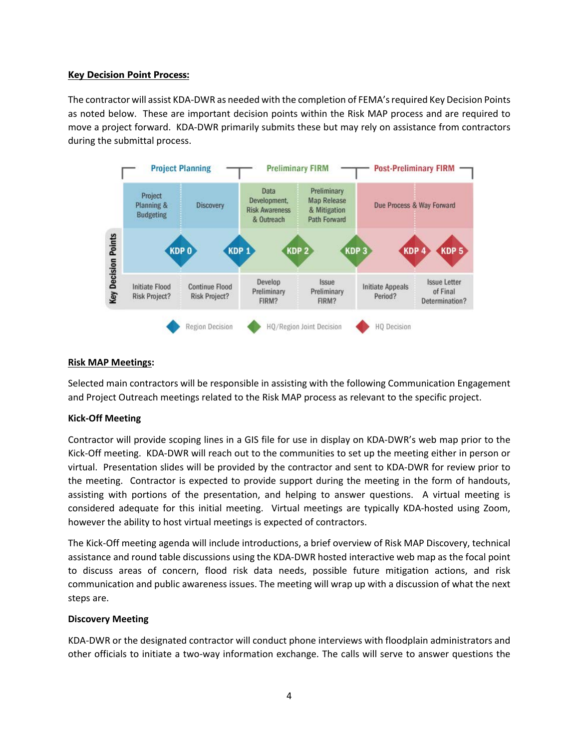**Key Decision Point Process:**

The contractor will assist KDA-DWR as needed with the completion of FEMA's required Key Decision Points as noted below. These are important decision points within the Risk MAP process and are required to move a project forward. KDA-DWR primarily submits these but may rely on assistance from contractors during the submittal process.

| | Project Planning | | Preliminary FIRM | | Post-Preliminary FIRM | |
|---|---|---|---|---|---|---|
| | Project Planning & Budgeting | Discovery | Data Development, Risk Awareness & Outreach | Preliminary Map Release & Mitigation Path Forward | Due Process & Way Forward | |
| **Key Decision Points** | KDP 0 | KDP 1 | KDP 2 | KDP 3 | KDP 4 | KDP 5 |
| | Initiate Flood Risk Project? | Continue Flood Risk Project? | Develop Preliminary FIRM? | Issue Preliminary FIRM? | Initiate Appeals Period? | Issue Letter of Final Determination? |

Region Decision (KDP 0, KDP 1) · HQ/Region Joint Decision (KDP 2, KDP 3) · HQ Decision (KDP 4, KDP 5)

**Risk MAP Meetings:**

Selected main contractors will be responsible in assisting with the following Communication Engagement and Project Outreach meetings related to the Risk MAP process as relevant to the specific project.

**Kick-Off Meeting**

Contractor will provide scoping lines in a GIS file for use in display on KDA-DWR's web map prior to the Kick-Off meeting. KDA-DWR will reach out to the communities to set up the meeting either in person or virtual. Presentation slides will be provided by the contractor and sent to KDA-DWR for review prior to the meeting. Contractor is expected to provide support during the meeting in the form of handouts, assisting with portions of the presentation, and helping to answer questions. A virtual meeting is considered adequate for this initial meeting. Virtual meetings are typically KDA-hosted using Zoom, however the ability to host virtual meetings is expected of contractors.

The Kick-Off meeting agenda will include introductions, a brief overview of Risk MAP Discovery, technical assistance and round table discussions using the KDA-DWR hosted interactive web map as the focal point to discuss areas of concern, flood risk data needs, possible future mitigation actions, and risk communication and public awareness issues. The meeting will wrap up with a discussion of what the next steps are.

**Discovery Meeting**

KDA-DWR or the designated contractor will conduct phone interviews with floodplain administrators and other officials to initiate a two-way information exchange. The calls will serve to answer questions the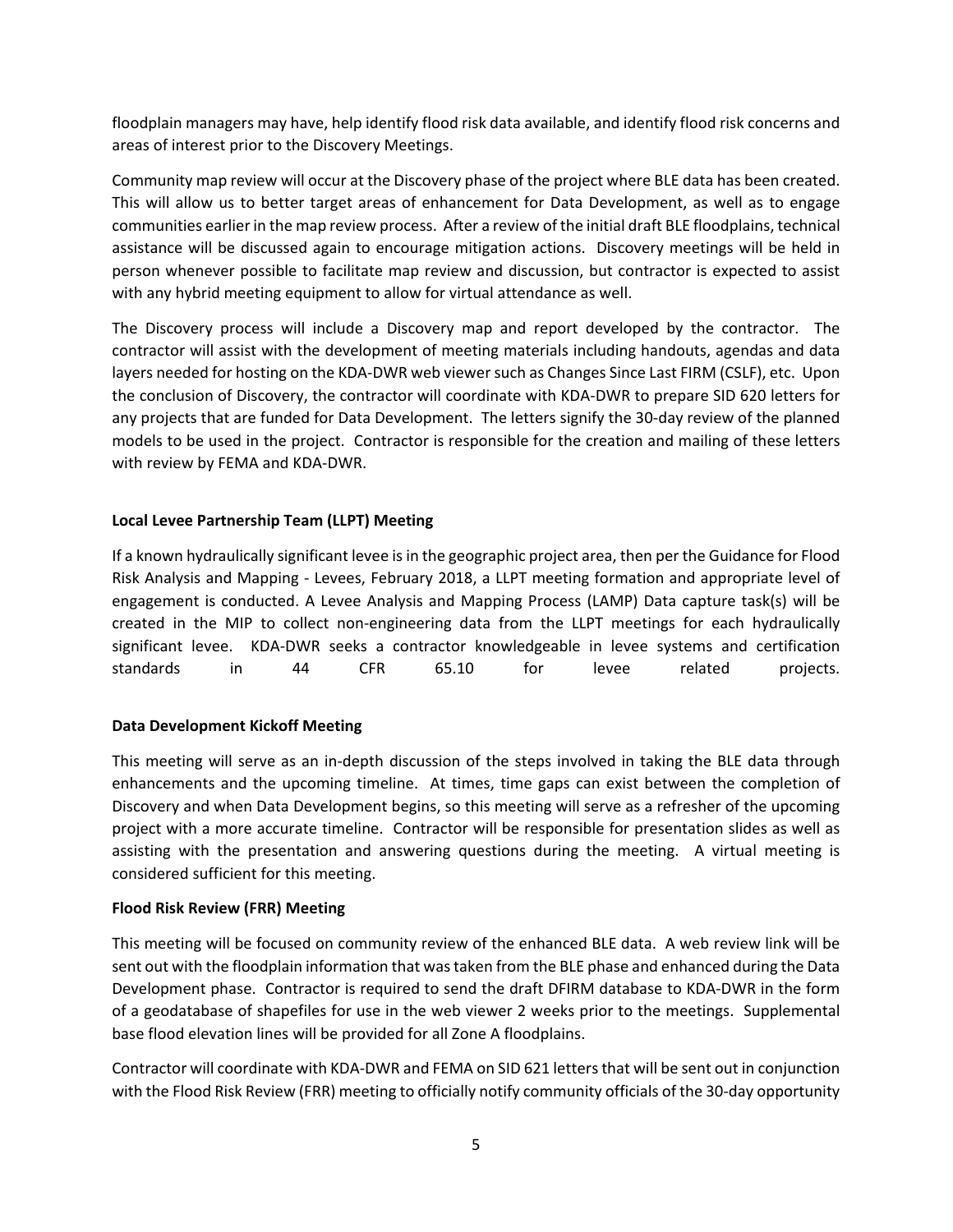floodplain managers may have, help identify flood risk data available, and identify flood risk concerns and areas of interest prior to the Discovery Meetings.

Community map review will occur at the Discovery phase of the project where BLE data has been created. This will allow us to better target areas of enhancement for Data Development, as well as to engage communities earlier in the map review process. After a review of the initial draft BLE floodplains, technical assistance will be discussed again to encourage mitigation actions. Discovery meetings will be held in person whenever possible to facilitate map review and discussion, but contractor is expected to assist with any hybrid meeting equipment to allow for virtual attendance as well.

The Discovery process will include a Discovery map and report developed by the contractor. The contractor will assist with the development of meeting materials including handouts, agendas and data layers needed for hosting on the KDA-DWR web viewer such as Changes Since Last FIRM (CSLF), etc. Upon the conclusion of Discovery, the contractor will coordinate with KDA-DWR to prepare SID 620 letters for any projects that are funded for Data Development. The letters signify the 30-day review of the planned models to be used in the project. Contractor is responsible for the creation and mailing of these letters with review by FEMA and KDA-DWR.

**Local Levee Partnership Team (LLPT) Meeting**

If a known hydraulically significant levee is in the geographic project area, then per the Guidance for Flood Risk Analysis and Mapping - Levees, February 2018, a LLPT meeting formation and appropriate level of engagement is conducted. A Levee Analysis and Mapping Process (LAMP) Data capture task(s) will be created in the MIP to collect non-engineering data from the LLPT meetings for each hydraulically significant levee. KDA-DWR seeks a contractor knowledgeable in levee systems and certification standards in 44 CFR 65.10 for levee related projects.

**Data Development Kickoff Meeting**

This meeting will serve as an in-depth discussion of the steps involved in taking the BLE data through enhancements and the upcoming timeline. At times, time gaps can exist between the completion of Discovery and when Data Development begins, so this meeting will serve as a refresher of the upcoming project with a more accurate timeline. Contractor will be responsible for presentation slides as well as assisting with the presentation and answering questions during the meeting. A virtual meeting is considered sufficient for this meeting.

**Flood Risk Review (FRR) Meeting**

This meeting will be focused on community review of the enhanced BLE data. A web review link will be sent out with the floodplain information that was taken from the BLE phase and enhanced during the Data Development phase. Contractor is required to send the draft DFIRM database to KDA-DWR in the form of a geodatabase of shapefiles for use in the web viewer 2 weeks prior to the meetings. Supplemental base flood elevation lines will be provided for all Zone A floodplains.

Contractor will coordinate with KDA-DWR and FEMA on SID 621 letters that will be sent out in conjunction with the Flood Risk Review (FRR) meeting to officially notify community officials of the 30-day opportunity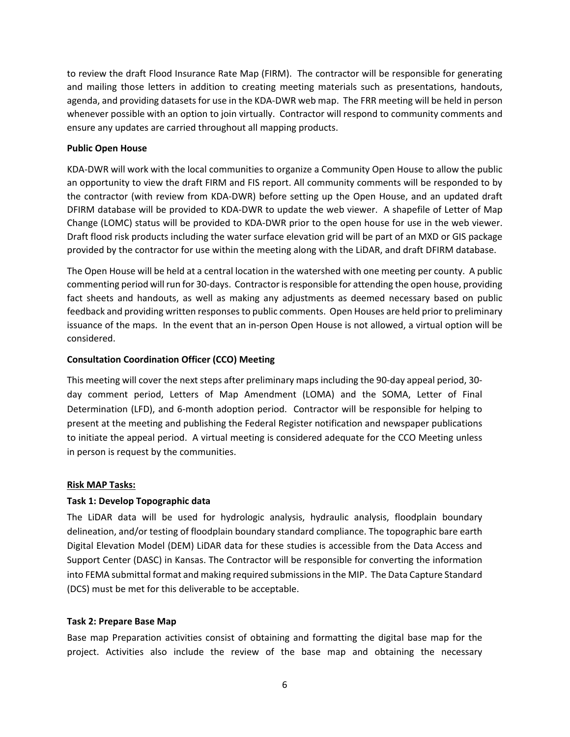to review the draft Flood Insurance Rate Map (FIRM). The contractor will be responsible for generating and mailing those letters in addition to creating meeting materials such as presentations, handouts, agenda, and providing datasets for use in the KDA-DWR web map. The FRR meeting will be held in person whenever possible with an option to join virtually. Contractor will respond to community comments and ensure any updates are carried throughout all mapping products.

**Public Open House**

KDA-DWR will work with the local communities to organize a Community Open House to allow the public an opportunity to view the draft FIRM and FIS report. All community comments will be responded to by the contractor (with review from KDA-DWR) before setting up the Open House, and an updated draft DFIRM database will be provided to KDA-DWR to update the web viewer. A shapefile of Letter of Map Change (LOMC) status will be provided to KDA-DWR prior to the open house for use in the web viewer. Draft flood risk products including the water surface elevation grid will be part of an MXD or GIS package provided by the contractor for use within the meeting along with the LiDAR, and draft DFIRM database.

The Open House will be held at a central location in the watershed with one meeting per county. A public commenting period will run for 30-days. Contractor is responsible for attending the open house, providing fact sheets and handouts, as well as making any adjustments as deemed necessary based on public feedback and providing written responses to public comments. Open Houses are held prior to preliminary issuance of the maps. In the event that an in-person Open House is not allowed, a virtual option will be considered.

**Consultation Coordination Officer (CCO) Meeting**

This meeting will cover the next steps after preliminary maps including the 90-day appeal period, 30-day comment period, Letters of Map Amendment (LOMA) and the SOMA, Letter of Final Determination (LFD), and 6-month adoption period. Contractor will be responsible for helping to present at the meeting and publishing the Federal Register notification and newspaper publications to initiate the appeal period. A virtual meeting is considered adequate for the CCO Meeting unless in person is request by the communities.

**<u>Risk MAP Tasks:</u>**

**Task 1: Develop Topographic data**

The LiDAR data will be used for hydrologic analysis, hydraulic analysis, floodplain boundary delineation, and/or testing of floodplain boundary standard compliance. The topographic bare earth Digital Elevation Model (DEM) LiDAR data for these studies is accessible from the Data Access and Support Center (DASC) in Kansas. The Contractor will be responsible for converting the information into FEMA submittal format and making required submissions in the MIP. The Data Capture Standard (DCS) must be met for this deliverable to be acceptable.

**Task 2: Prepare Base Map**

Base map Preparation activities consist of obtaining and formatting the digital base map for the project. Activities also include the review of the base map and obtaining the necessary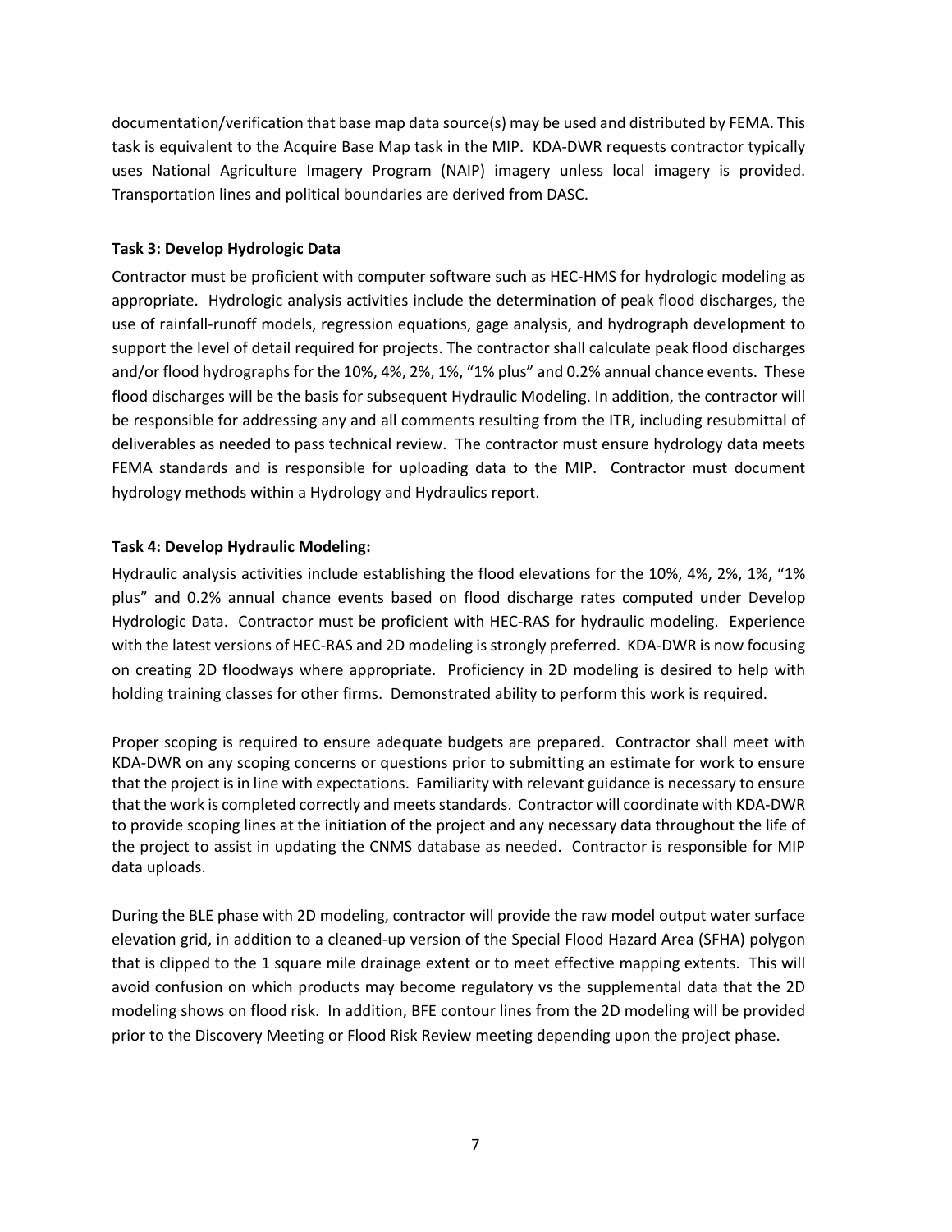documentation/verification that base map data source(s) may be used and distributed by FEMA. This task is equivalent to the Acquire Base Map task in the MIP. KDA-DWR requests contractor typically uses National Agriculture Imagery Program (NAIP) imagery unless local imagery is provided. Transportation lines and political boundaries are derived from DASC.

**Task 3: Develop Hydrologic Data**

Contractor must be proficient with computer software such as HEC-HMS for hydrologic modeling as appropriate. Hydrologic analysis activities include the determination of peak flood discharges, the use of rainfall-runoff models, regression equations, gage analysis, and hydrograph development to support the level of detail required for projects. The contractor shall calculate peak flood discharges and/or flood hydrographs for the 10%, 4%, 2%, 1%, "1% plus" and 0.2% annual chance events. These flood discharges will be the basis for subsequent Hydraulic Modeling. In addition, the contractor will be responsible for addressing any and all comments resulting from the ITR, including resubmittal of deliverables as needed to pass technical review. The contractor must ensure hydrology data meets FEMA standards and is responsible for uploading data to the MIP. Contractor must document hydrology methods within a Hydrology and Hydraulics report.

**Task 4: Develop Hydraulic Modeling:**

Hydraulic analysis activities include establishing the flood elevations for the 10%, 4%, 2%, 1%, "1% plus" and 0.2% annual chance events based on flood discharge rates computed under Develop Hydrologic Data. Contractor must be proficient with HEC-RAS for hydraulic modeling. Experience with the latest versions of HEC-RAS and 2D modeling is strongly preferred. KDA-DWR is now focusing on creating 2D floodways where appropriate. Proficiency in 2D modeling is desired to help with holding training classes for other firms. Demonstrated ability to perform this work is required.

Proper scoping is required to ensure adequate budgets are prepared. Contractor shall meet with KDA-DWR on any scoping concerns or questions prior to submitting an estimate for work to ensure that the project is in line with expectations. Familiarity with relevant guidance is necessary to ensure that the work is completed correctly and meets standards. Contractor will coordinate with KDA-DWR to provide scoping lines at the initiation of the project and any necessary data throughout the life of the project to assist in updating the CNMS database as needed. Contractor is responsible for MIP data uploads.

During the BLE phase with 2D modeling, contractor will provide the raw model output water surface elevation grid, in addition to a cleaned-up version of the Special Flood Hazard Area (SFHA) polygon that is clipped to the 1 square mile drainage extent or to meet effective mapping extents. This will avoid confusion on which products may become regulatory vs the supplemental data that the 2D modeling shows on flood risk. In addition, BFE contour lines from the 2D modeling will be provided prior to the Discovery Meeting or Flood Risk Review meeting depending upon the project phase.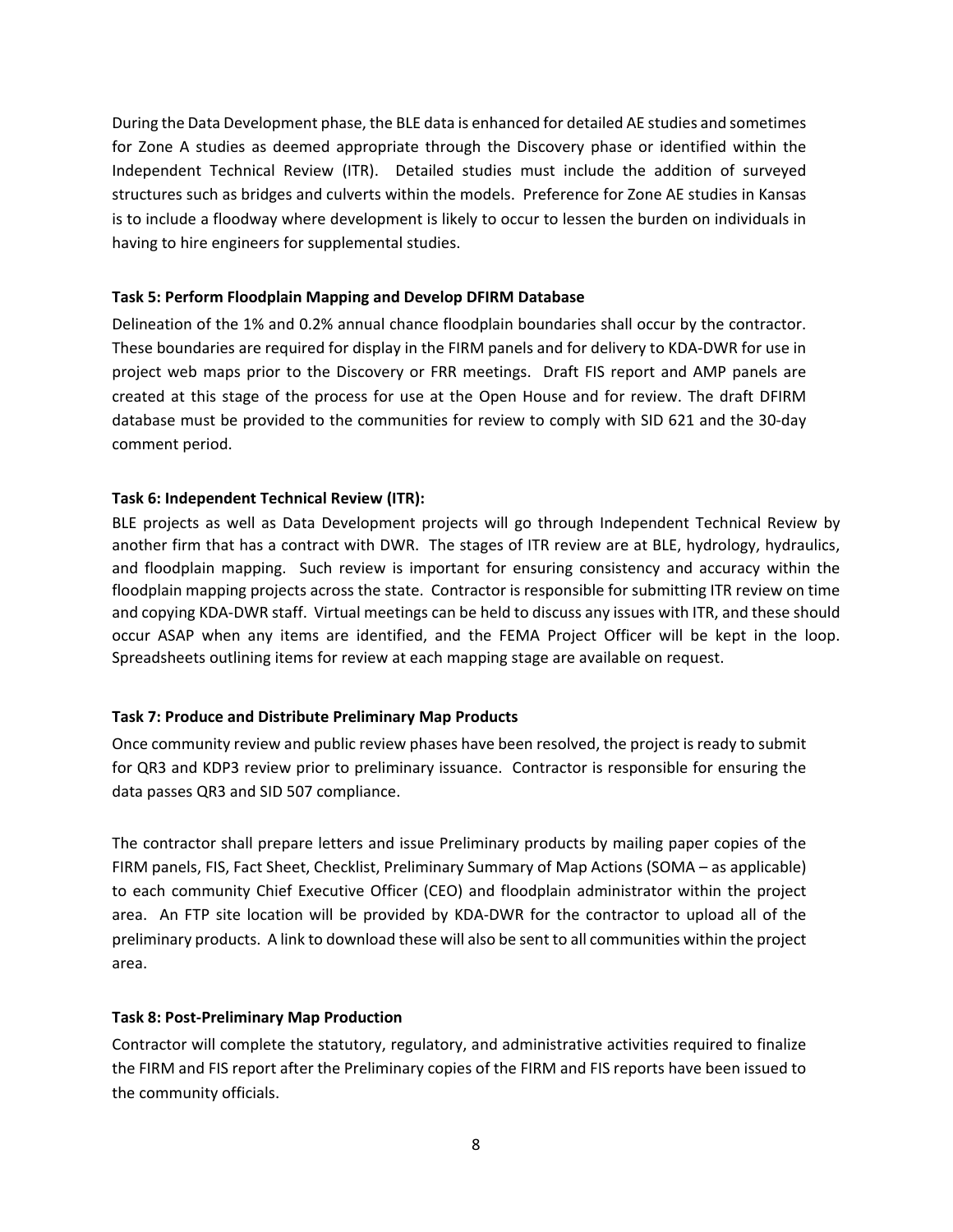During the Data Development phase, the BLE data is enhanced for detailed AE studies and sometimes for Zone A studies as deemed appropriate through the Discovery phase or identified within the Independent Technical Review (ITR). Detailed studies must include the addition of surveyed structures such as bridges and culverts within the models. Preference for Zone AE studies in Kansas is to include a floodway where development is likely to occur to lessen the burden on individuals in having to hire engineers for supplemental studies.

**Task 5: Perform Floodplain Mapping and Develop DFIRM Database**

Delineation of the 1% and 0.2% annual chance floodplain boundaries shall occur by the contractor. These boundaries are required for display in the FIRM panels and for delivery to KDA-DWR for use in project web maps prior to the Discovery or FRR meetings. Draft FIS report and AMP panels are created at this stage of the process for use at the Open House and for review. The draft DFIRM database must be provided to the communities for review to comply with SID 621 and the 30-day comment period.

**Task 6: Independent Technical Review (ITR):**

BLE projects as well as Data Development projects will go through Independent Technical Review by another firm that has a contract with DWR. The stages of ITR review are at BLE, hydrology, hydraulics, and floodplain mapping. Such review is important for ensuring consistency and accuracy within the floodplain mapping projects across the state. Contractor is responsible for submitting ITR review on time and copying KDA-DWR staff. Virtual meetings can be held to discuss any issues with ITR, and these should occur ASAP when any items are identified, and the FEMA Project Officer will be kept in the loop. Spreadsheets outlining items for review at each mapping stage are available on request.

**Task 7: Produce and Distribute Preliminary Map Products**

Once community review and public review phases have been resolved, the project is ready to submit for QR3 and KDP3 review prior to preliminary issuance. Contractor is responsible for ensuring the data passes QR3 and SID 507 compliance.

The contractor shall prepare letters and issue Preliminary products by mailing paper copies of the FIRM panels, FIS, Fact Sheet, Checklist, Preliminary Summary of Map Actions (SOMA – as applicable) to each community Chief Executive Officer (CEO) and floodplain administrator within the project area. An FTP site location will be provided by KDA-DWR for the contractor to upload all of the preliminary products. A link to download these will also be sent to all communities within the project area.

**Task 8: Post-Preliminary Map Production**

Contractor will complete the statutory, regulatory, and administrative activities required to finalize the FIRM and FIS report after the Preliminary copies of the FIRM and FIS reports have been issued to the community officials.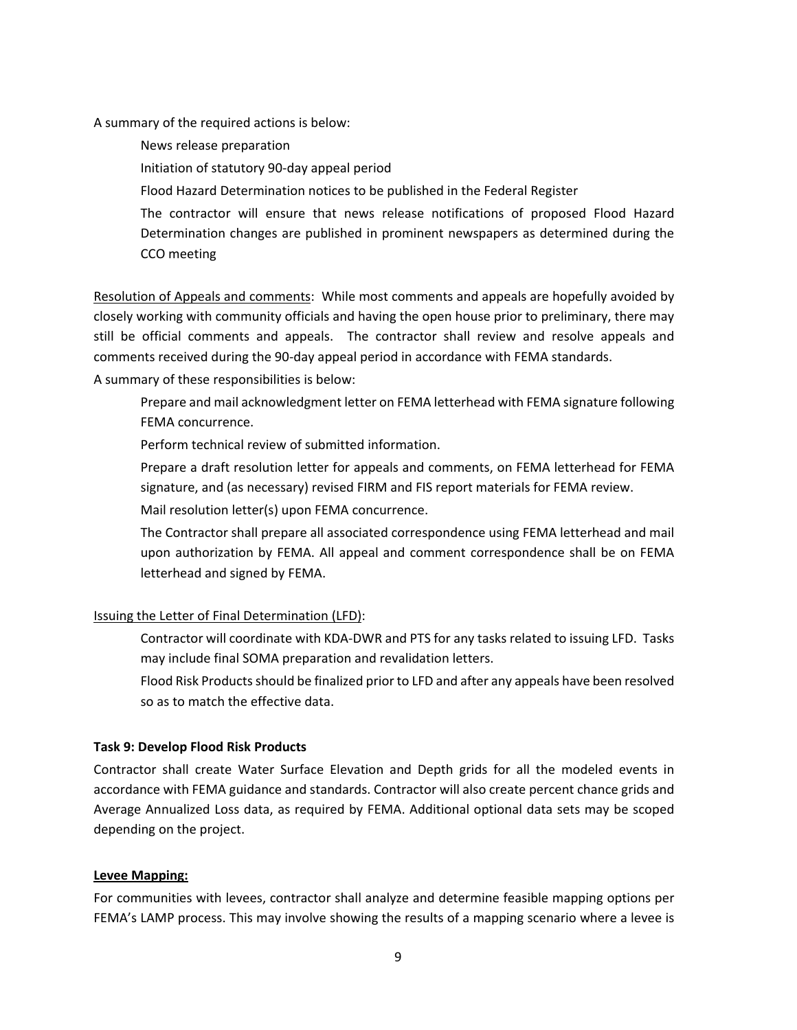A summary of the required actions is below:

- News release preparation
- Initiation of statutory 90-day appeal period
- Flood Hazard Determination notices to be published in the Federal Register
- The contractor will ensure that news release notifications of proposed Flood Hazard Determination changes are published in prominent newspapers as determined during the CCO meeting

<u>Resolution of Appeals and comments</u>: While most comments and appeals are hopefully avoided by closely working with community officials and having the open house prior to preliminary, there may still be official comments and appeals. The contractor shall review and resolve appeals and comments received during the 90-day appeal period in accordance with FEMA standards.

A summary of these responsibilities is below:

- Prepare and mail acknowledgment letter on FEMA letterhead with FEMA signature following FEMA concurrence.
- Perform technical review of submitted information.
- Prepare a draft resolution letter for appeals and comments, on FEMA letterhead for FEMA signature, and (as necessary) revised FIRM and FIS report materials for FEMA review.
- Mail resolution letter(s) upon FEMA concurrence.
- The Contractor shall prepare all associated correspondence using FEMA letterhead and mail upon authorization by FEMA. All appeal and comment correspondence shall be on FEMA letterhead and signed by FEMA.

<u>Issuing the Letter of Final Determination (LFD)</u>:

- Contractor will coordinate with KDA-DWR and PTS for any tasks related to issuing LFD. Tasks may include final SOMA preparation and revalidation letters.
- Flood Risk Products should be finalized prior to LFD and after any appeals have been resolved so as to match the effective data.

**Task 9: Develop Flood Risk Products**

Contractor shall create Water Surface Elevation and Depth grids for all the modeled events in accordance with FEMA guidance and standards. Contractor will also create percent chance grids and Average Annualized Loss data, as required by FEMA. Additional optional data sets may be scoped depending on the project.

**<u>Levee Mapping:</u>**

For communities with levees, contractor shall analyze and determine feasible mapping options per FEMA's LAMP process. This may involve showing the results of a mapping scenario where a levee is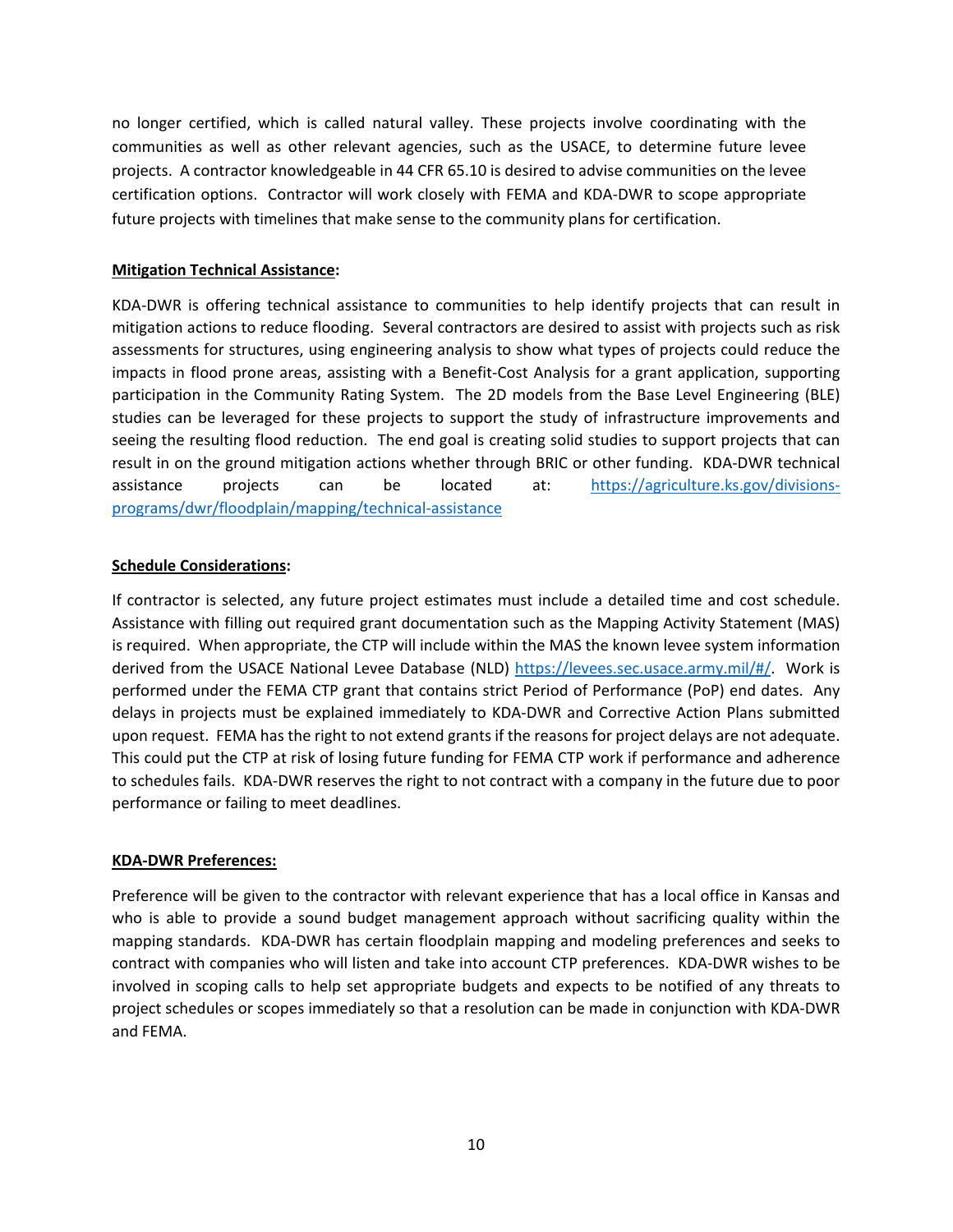no longer certified, which is called natural valley. These projects involve coordinating with the communities as well as other relevant agencies, such as the USACE, to determine future levee projects. A contractor knowledgeable in 44 CFR 65.10 is desired to advise communities on the levee certification options. Contractor will work closely with FEMA and KDA-DWR to scope appropriate future projects with timelines that make sense to the community plans for certification.

**Mitigation Technical Assistance:**

KDA-DWR is offering technical assistance to communities to help identify projects that can result in mitigation actions to reduce flooding. Several contractors are desired to assist with projects such as risk assessments for structures, using engineering analysis to show what types of projects could reduce the impacts in flood prone areas, assisting with a Benefit-Cost Analysis for a grant application, supporting participation in the Community Rating System. The 2D models from the Base Level Engineering (BLE) studies can be leveraged for these projects to support the study of infrastructure improvements and seeing the resulting flood reduction. The end goal is creating solid studies to support projects that can result in on the ground mitigation actions whether through BRIC or other funding. KDA-DWR technical assistance projects can be located at: https://agriculture.ks.gov/divisions-programs/dwr/floodplain/mapping/technical-assistance

**Schedule Considerations:**

If contractor is selected, any future project estimates must include a detailed time and cost schedule. Assistance with filling out required grant documentation such as the Mapping Activity Statement (MAS) is required. When appropriate, the CTP will include within the MAS the known levee system information derived from the USACE National Levee Database (NLD) https://levees.sec.usace.army.mil/#/. Work is performed under the FEMA CTP grant that contains strict Period of Performance (PoP) end dates. Any delays in projects must be explained immediately to KDA-DWR and Corrective Action Plans submitted upon request. FEMA has the right to not extend grants if the reasons for project delays are not adequate. This could put the CTP at risk of losing future funding for FEMA CTP work if performance and adherence to schedules fails. KDA-DWR reserves the right to not contract with a company in the future due to poor performance or failing to meet deadlines.

**KDA-DWR Preferences:**

Preference will be given to the contractor with relevant experience that has a local office in Kansas and who is able to provide a sound budget management approach without sacrificing quality within the mapping standards. KDA-DWR has certain floodplain mapping and modeling preferences and seeks to contract with companies who will listen and take into account CTP preferences. KDA-DWR wishes to be involved in scoping calls to help set appropriate budgets and expects to be notified of any threats to project schedules or scopes immediately so that a resolution can be made in conjunction with KDA-DWR and FEMA.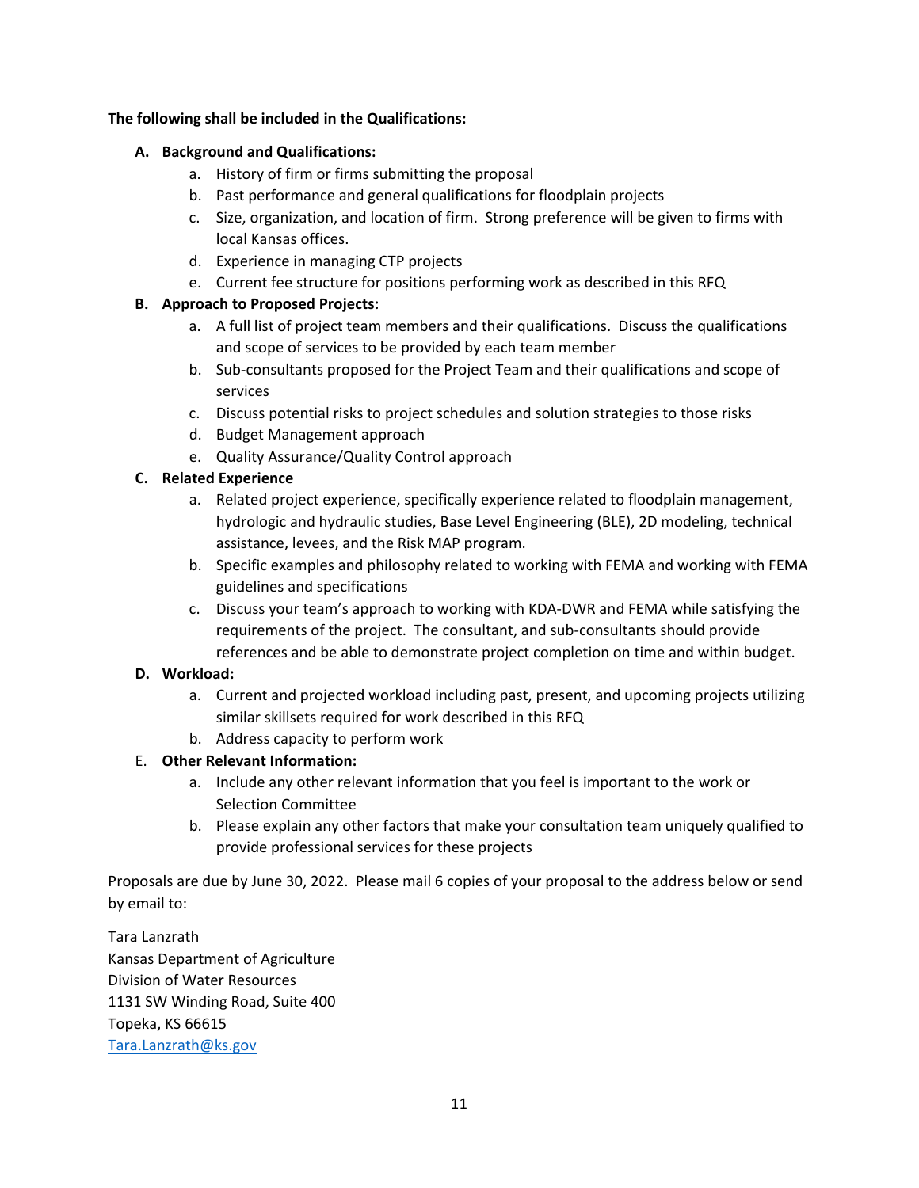**The following shall be included in the Qualifications:**

**A. Background and Qualifications:**

a. History of firm or firms submitting the proposal
b. Past performance and general qualifications for floodplain projects
c. Size, organization, and location of firm. Strong preference will be given to firms with local Kansas offices.
d. Experience in managing CTP projects
e. Current fee structure for positions performing work as described in this RFQ

**B. Approach to Proposed Projects:**

a. A full list of project team members and their qualifications. Discuss the qualifications and scope of services to be provided by each team member
b. Sub-consultants proposed for the Project Team and their qualifications and scope of services
c. Discuss potential risks to project schedules and solution strategies to those risks
d. Budget Management approach
e. Quality Assurance/Quality Control approach

**C. Related Experience**

a. Related project experience, specifically experience related to floodplain management, hydrologic and hydraulic studies, Base Level Engineering (BLE), 2D modeling, technical assistance, levees, and the Risk MAP program.
b. Specific examples and philosophy related to working with FEMA and working with FEMA guidelines and specifications
c. Discuss your team's approach to working with KDA-DWR and FEMA while satisfying the requirements of the project. The consultant, and sub-consultants should provide references and be able to demonstrate project completion on time and within budget.

**D. Workload:**

a. Current and projected workload including past, present, and upcoming projects utilizing similar skillsets required for work described in this RFQ
b. Address capacity to perform work

E. **Other Relevant Information:**

a. Include any other relevant information that you feel is important to the work or Selection Committee
b. Please explain any other factors that make your consultation team uniquely qualified to provide professional services for these projects

Proposals are due by June 30, 2022. Please mail 6 copies of your proposal to the address below or send by email to:

Tara Lanzrath
Kansas Department of Agriculture
Division of Water Resources
1131 SW Winding Road, Suite 400
Topeka, KS 66615
Tara.Lanzrath@ks.gov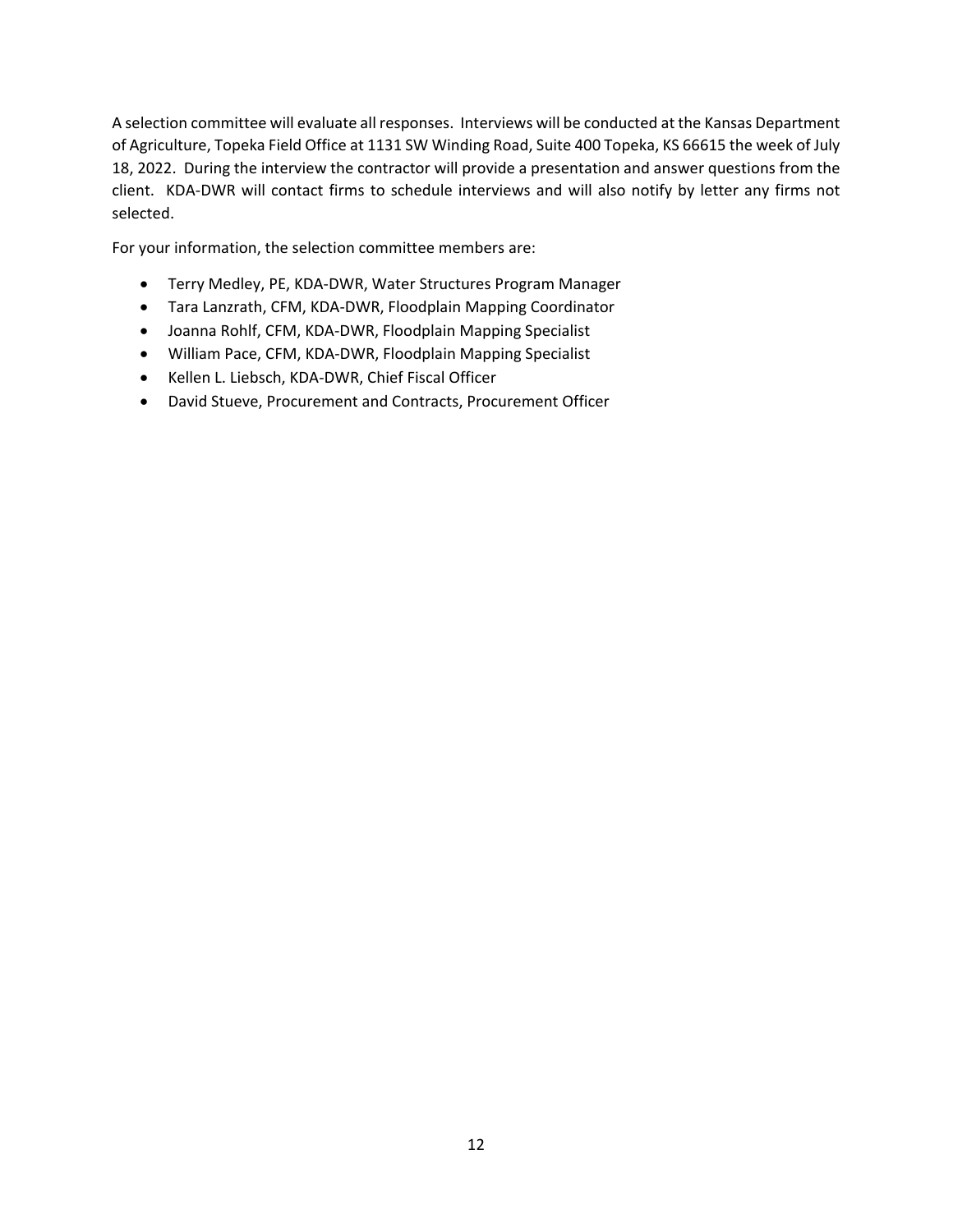A selection committee will evaluate all responses. Interviews will be conducted at the Kansas Department of Agriculture, Topeka Field Office at 1131 SW Winding Road, Suite 400 Topeka, KS 66615 the week of July 18, 2022. During the interview the contractor will provide a presentation and answer questions from the client. KDA-DWR will contact firms to schedule interviews and will also notify by letter any firms not selected.

For your information, the selection committee members are:

- Terry Medley, PE, KDA-DWR, Water Structures Program Manager
- Tara Lanzrath, CFM, KDA-DWR, Floodplain Mapping Coordinator
- Joanna Rohlf, CFM, KDA-DWR, Floodplain Mapping Specialist
- William Pace, CFM, KDA-DWR, Floodplain Mapping Specialist
- Kellen L. Liebsch, KDA-DWR, Chief Fiscal Officer
- David Stueve, Procurement and Contracts, Procurement Officer